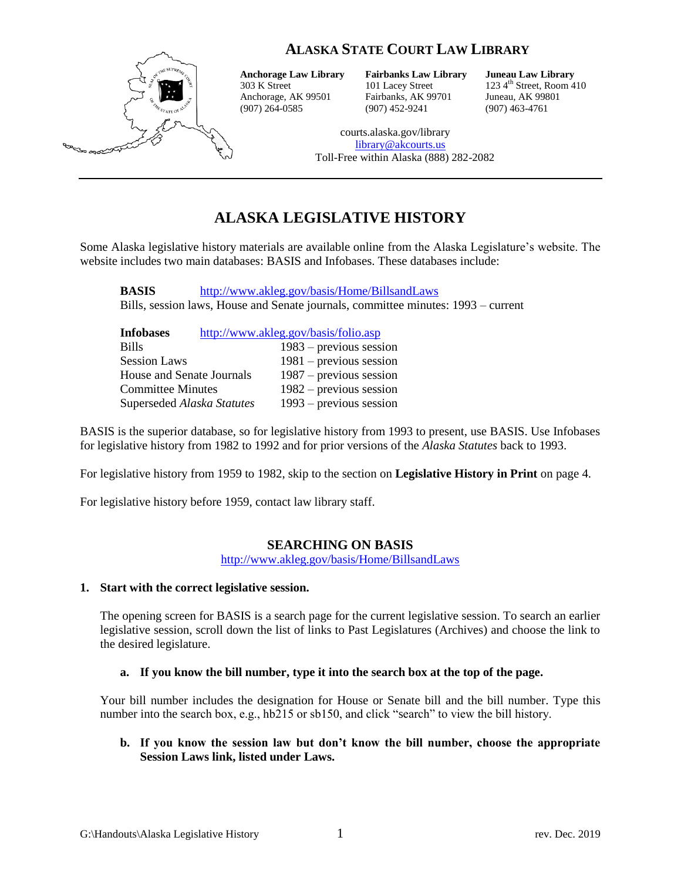# ALASKA STATE COURT LAW LIBRARY

**Anchorage Law Library**
303 K Street
Anchorage, AK 99501
(907) 264-0585

**Fairbanks Law Library**
101 Lacey Street
Fairbanks, AK 99701
(907) 452-9241

**Juneau Law Library**
123 4th Street, Room 410
Juneau, AK 99801
(907) 463-4761

courts.alaska.gov/library
library@akcourts.us
Toll-Free within Alaska (888) 282-2082

## ALASKA LEGISLATIVE HISTORY

Some Alaska legislative history materials are available online from the Alaska Legislature's website. The website includes two main databases: BASIS and Infobases. These databases include:

**BASIS** http://www.akleg.gov/basis/Home/BillsandLaws
Bills, session laws, House and Senate journals, committee minutes: 1993 – current

| **Infobases** | http://www.akleg.gov/basis/folio.asp |
|---|---|
| Bills | 1983 – previous session |
| Session Laws | 1981 – previous session |
| House and Senate Journals | 1987 – previous session |
| Committee Minutes | 1982 – previous session |
| Superseded *Alaska Statutes* | 1993 – previous session |

BASIS is the superior database, so for legislative history from 1993 to present, use BASIS. Use Infobases for legislative history from 1982 to 1992 and for prior versions of the *Alaska Statutes* back to 1993.

For legislative history from 1959 to 1982, skip to the section on **Legislative History in Print** on page 4.

For legislative history before 1959, contact law library staff.

### SEARCHING ON BASIS

http://www.akleg.gov/basis/Home/BillsandLaws

**1. Start with the correct legislative session.**

The opening screen for BASIS is a search page for the current legislative session. To search an earlier legislative session, scroll down the list of links to Past Legislatures (Archives) and choose the link to the desired legislature.

**a. If you know the bill number, type it into the search box at the top of the page.**

Your bill number includes the designation for House or Senate bill and the bill number. Type this number into the search box, e.g., hb215 or sb150, and click "search" to view the bill history.

**b. If you know the session law but don't know the bill number, choose the appropriate Session Laws link, listed under Laws.**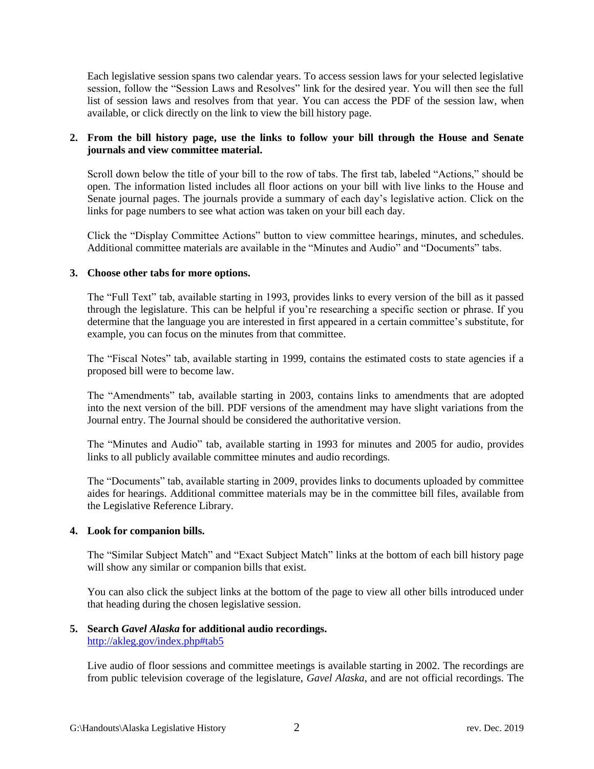Each legislative session spans two calendar years. To access session laws for your selected legislative session, follow the "Session Laws and Resolves" link for the desired year. You will then see the full list of session laws and resolves from that year. You can access the PDF of the session law, when available, or click directly on the link to view the bill history page.

2. **From the bill history page, use the links to follow your bill through the House and Senate journals and view committee material.**

   Scroll down below the title of your bill to the row of tabs. The first tab, labeled "Actions," should be open. The information listed includes all floor actions on your bill with live links to the House and Senate journal pages. The journals provide a summary of each day's legislative action. Click on the links for page numbers to see what action was taken on your bill each day.

   Click the "Display Committee Actions" button to view committee hearings, minutes, and schedules. Additional committee materials are available in the "Minutes and Audio" and "Documents" tabs.

3. **Choose other tabs for more options.**

   The "Full Text" tab, available starting in 1993, provides links to every version of the bill as it passed through the legislature. This can be helpful if you're researching a specific section or phrase. If you determine that the language you are interested in first appeared in a certain committee's substitute, for example, you can focus on the minutes from that committee.

   The "Fiscal Notes" tab, available starting in 1999, contains the estimated costs to state agencies if a proposed bill were to become law.

   The "Amendments" tab, available starting in 2003, contains links to amendments that are adopted into the next version of the bill. PDF versions of the amendment may have slight variations from the Journal entry. The Journal should be considered the authoritative version.

   The "Minutes and Audio" tab, available starting in 1993 for minutes and 2005 for audio, provides links to all publicly available committee minutes and audio recordings.

   The "Documents" tab, available starting in 2009, provides links to documents uploaded by committee aides for hearings. Additional committee materials may be in the committee bill files, available from the Legislative Reference Library.

4. **Look for companion bills.**

   The "Similar Subject Match" and "Exact Subject Match" links at the bottom of each bill history page will show any similar or companion bills that exist.

   You can also click the subject links at the bottom of the page to view all other bills introduced under that heading during the chosen legislative session.

5. **Search *Gavel Alaska* for additional audio recordings.**
   http://akleg.gov/index.php#tab5

   Live audio of floor sessions and committee meetings is available starting in 2002. The recordings are from public television coverage of the legislature, *Gavel Alaska*, and are not official recordings. The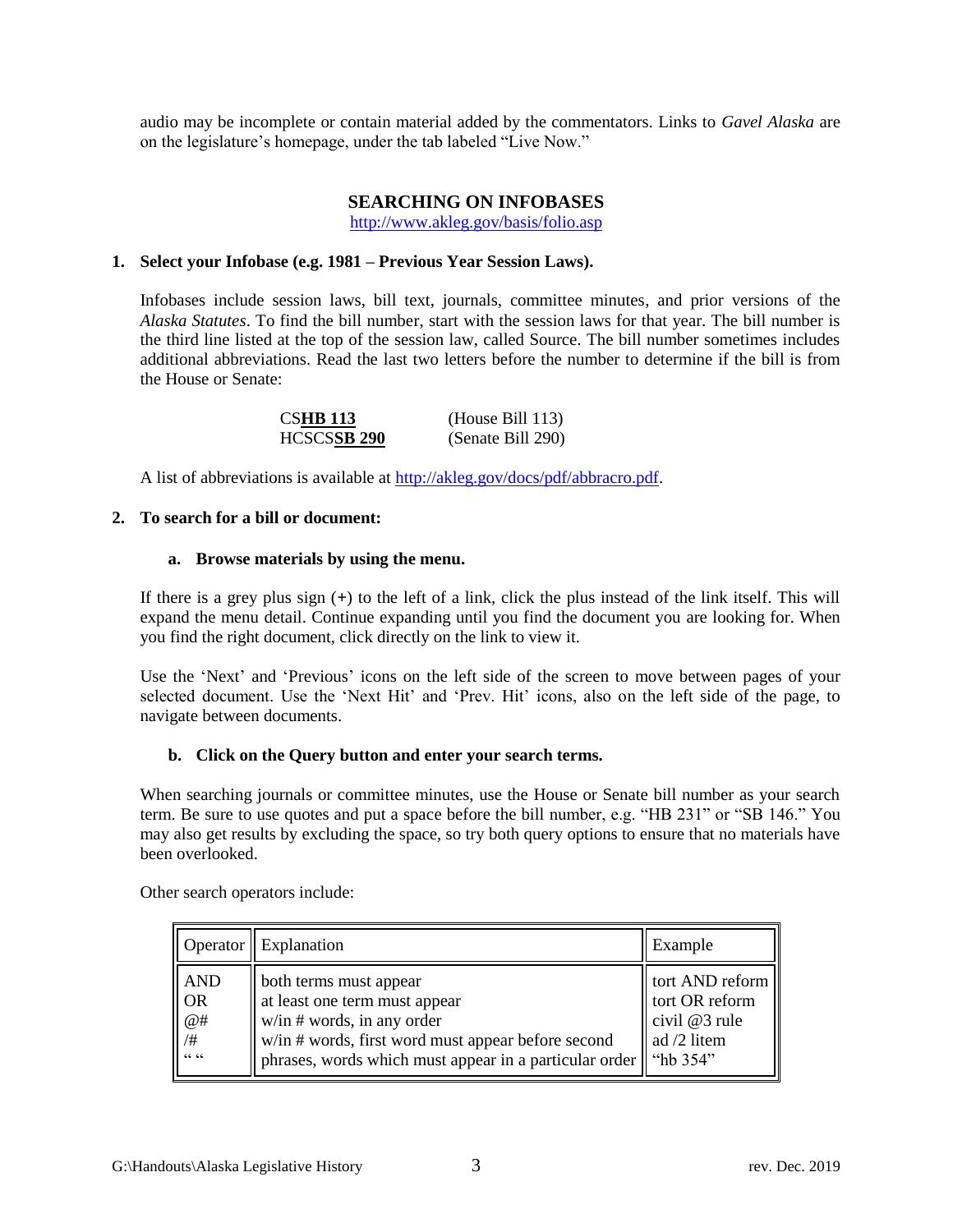audio may be incomplete or contain material added by the commentators. Links to *Gavel Alaska* are on the legislature's homepage, under the tab labeled "Live Now."

## SEARCHING ON INFOBASES

http://www.akleg.gov/basis/folio.asp

**1. Select your Infobase (e.g. 1981 – Previous Year Session Laws).**

Infobases include session laws, bill text, journals, committee minutes, and prior versions of the *Alaska Statutes*. To find the bill number, start with the session laws for that year. The bill number is the third line listed at the top of the session law, called Source. The bill number sometimes includes additional abbreviations. Read the last two letters before the number to determine if the bill is from the House or Senate:

CS**HB 113** (House Bill 113)
HCSCS**SB 290** (Senate Bill 290)

A list of abbreviations is available at http://akleg.gov/docs/pdf/abbracro.pdf.

**2. To search for a bill or document:**

**a. Browse materials by using the menu.**

If there is a grey plus sign (+) to the left of a link, click the plus instead of the link itself. This will expand the menu detail. Continue expanding until you find the document you are looking for. When you find the right document, click directly on the link to view it.

Use the 'Next' and 'Previous' icons on the left side of the screen to move between pages of your selected document. Use the 'Next Hit' and 'Prev. Hit' icons, also on the left side of the page, to navigate between documents.

**b. Click on the Query button and enter your search terms.**

When searching journals or committee minutes, use the House or Senate bill number as your search term. Be sure to use quotes and put a space before the bill number, e.g. "HB 231" or "SB 146." You may also get results by excluding the space, so try both query options to ensure that no materials have been overlooked.

Other search operators include:

| Operator | Explanation | Example |
|---|---|---|
| AND | both terms must appear | tort AND reform |
| OR | at least one term must appear | tort OR reform |
| @# | w/in # words, in any order | civil @3 rule |
| /# | w/in # words, first word must appear before second | ad /2 litem |
| " " | phrases, words which must appear in a particular order | "hb 354" |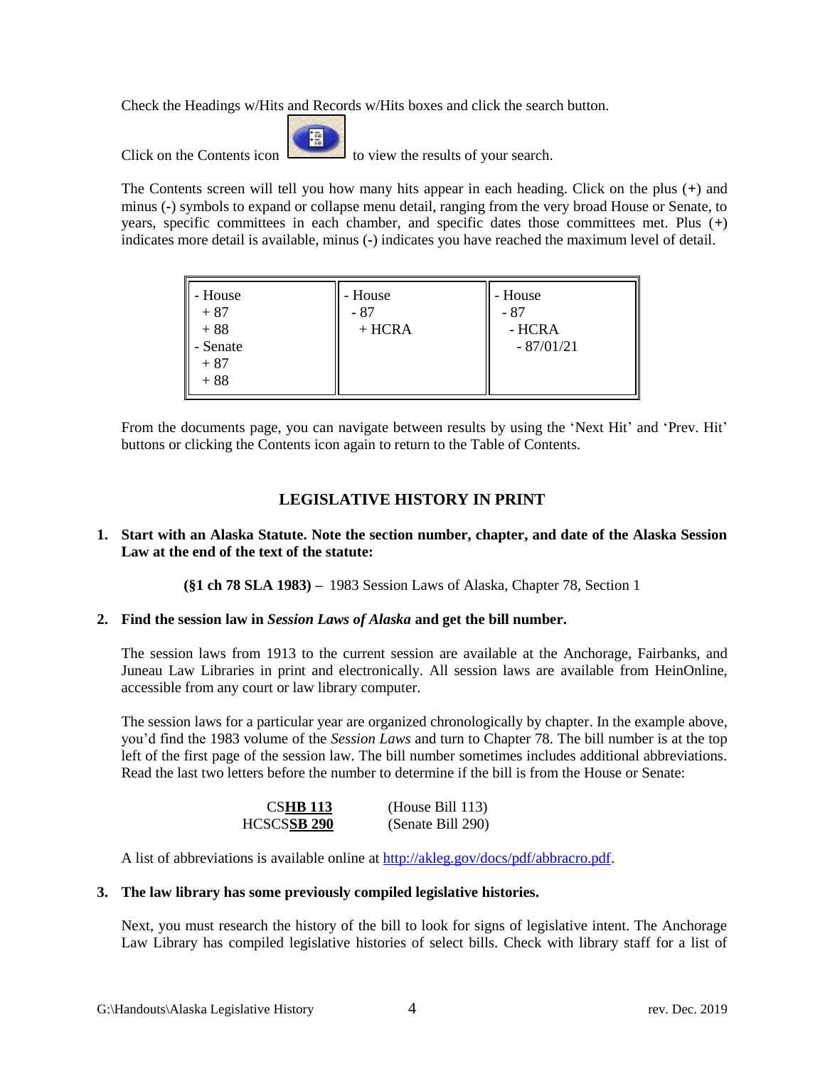Check the Headings w/Hits and Records w/Hits boxes and click the search button.

Click on the Contents icon to view the results of your search.

The Contents screen will tell you how many hits appear in each heading. Click on the plus (+) and minus (-) symbols to expand or collapse menu detail, ranging from the very broad House or Senate, to years, specific committees in each chamber, and specific dates those committees met. Plus (+) indicates more detail is available, minus (-) indicates you have reached the maximum level of detail.

| | | |
|---|---|---|
| - House<br>+ 87<br>+ 88<br>- Senate<br>+ 87<br>+ 88 | - House<br>- 87<br>+ HCRA | - House<br>- 87<br>- HCRA<br>- 87/01/21 |

From the documents page, you can navigate between results by using the 'Next Hit' and 'Prev. Hit' buttons or clicking the Contents icon again to return to the Table of Contents.

## LEGISLATIVE HISTORY IN PRINT

**1. Start with an Alaska Statute. Note the section number, chapter, and date of the Alaska Session Law at the end of the text of the statute:**

**(§1 ch 78 SLA 1983) –** 1983 Session Laws of Alaska, Chapter 78, Section 1

**2. Find the session law in *Session Laws of Alaska* and get the bill number.**

The session laws from 1913 to the current session are available at the Anchorage, Fairbanks, and Juneau Law Libraries in print and electronically. All session laws are available from HeinOnline, accessible from any court or law library computer.

The session laws for a particular year are organized chronologically by chapter. In the example above, you'd find the 1983 volume of the *Session Laws* and turn to Chapter 78. The bill number is at the top left of the first page of the session law. The bill number sometimes includes additional abbreviations. Read the last two letters before the number to determine if the bill is from the House or Senate:

| | |
|---|---|
| CS**HB 113** | (House Bill 113) |
| HCSCS**SB 290** | (Senate Bill 290) |

A list of abbreviations is available online at http://akleg.gov/docs/pdf/abbracro.pdf.

**3. The law library has some previously compiled legislative histories.**

Next, you must research the history of the bill to look for signs of legislative intent. The Anchorage Law Library has compiled legislative histories of select bills. Check with library staff for a list of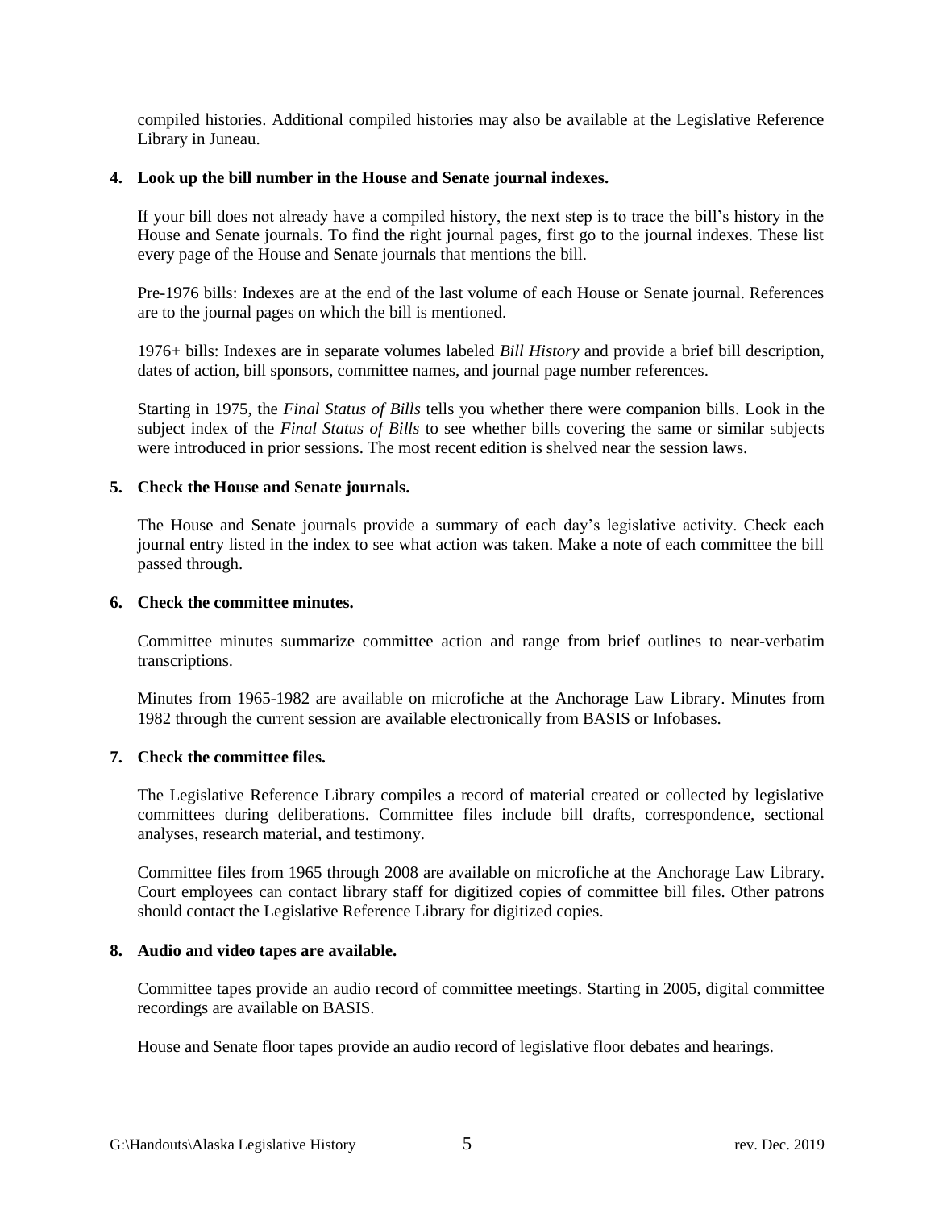compiled histories. Additional compiled histories may also be available at the Legislative Reference Library in Juneau.

**4. Look up the bill number in the House and Senate journal indexes.**

If your bill does not already have a compiled history, the next step is to trace the bill's history in the House and Senate journals. To find the right journal pages, first go to the journal indexes. These list every page of the House and Senate journals that mentions the bill.

<u>Pre-1976 bills</u>: Indexes are at the end of the last volume of each House or Senate journal. References are to the journal pages on which the bill is mentioned.

<u>1976+ bills</u>: Indexes are in separate volumes labeled *Bill History* and provide a brief bill description, dates of action, bill sponsors, committee names, and journal page number references.

Starting in 1975, the *Final Status of Bills* tells you whether there were companion bills. Look in the subject index of the *Final Status of Bills* to see whether bills covering the same or similar subjects were introduced in prior sessions. The most recent edition is shelved near the session laws.

**5. Check the House and Senate journals.**

The House and Senate journals provide a summary of each day's legislative activity. Check each journal entry listed in the index to see what action was taken. Make a note of each committee the bill passed through.

**6. Check the committee minutes.**

Committee minutes summarize committee action and range from brief outlines to near-verbatim transcriptions.

Minutes from 1965-1982 are available on microfiche at the Anchorage Law Library. Minutes from 1982 through the current session are available electronically from BASIS or Infobases.

**7. Check the committee files.**

The Legislative Reference Library compiles a record of material created or collected by legislative committees during deliberations. Committee files include bill drafts, correspondence, sectional analyses, research material, and testimony.

Committee files from 1965 through 2008 are available on microfiche at the Anchorage Law Library. Court employees can contact library staff for digitized copies of committee bill files. Other patrons should contact the Legislative Reference Library for digitized copies.

**8. Audio and video tapes are available.**

Committee tapes provide an audio record of committee meetings. Starting in 2005, digital committee recordings are available on BASIS.

House and Senate floor tapes provide an audio record of legislative floor debates and hearings.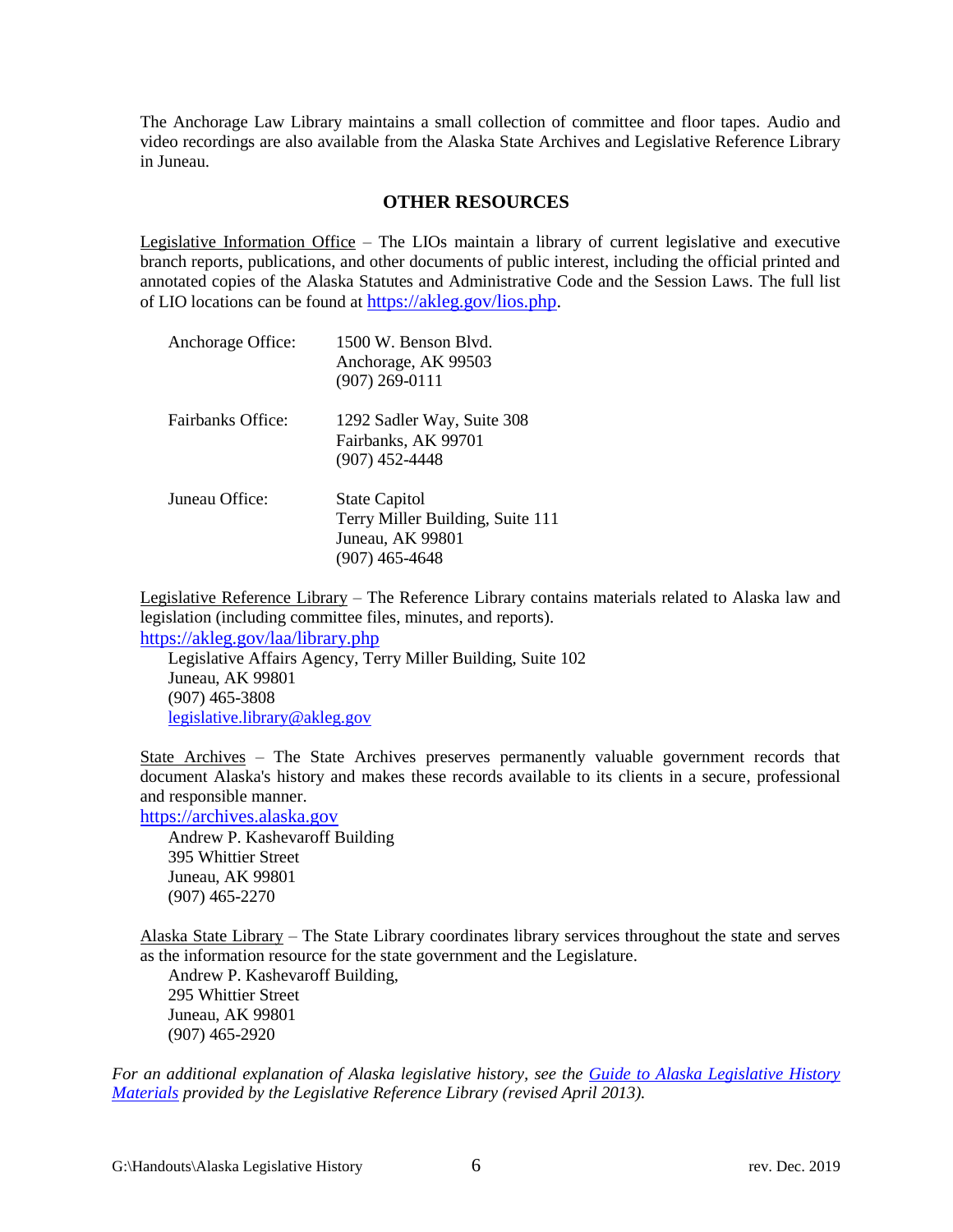The Anchorage Law Library maintains a small collection of committee and floor tapes. Audio and video recordings are also available from the Alaska State Archives and Legislative Reference Library in Juneau.

## OTHER RESOURCES

Legislative Information Office – The LIOs maintain a library of current legislative and executive branch reports, publications, and other documents of public interest, including the official printed and annotated copies of the Alaska Statutes and Administrative Code and the Session Laws. The full list of LIO locations can be found at https://akleg.gov/lios.php.

| | |
|---|---|
| Anchorage Office: | 1500 W. Benson Blvd.<br>Anchorage, AK 99503<br>(907) 269-0111 |
| Fairbanks Office: | 1292 Sadler Way, Suite 308<br>Fairbanks, AK 99701<br>(907) 452-4448 |
| Juneau Office: | State Capitol<br>Terry Miller Building, Suite 111<br>Juneau, AK 99801<br>(907) 465-4648 |

Legislative Reference Library – The Reference Library contains materials related to Alaska law and legislation (including committee files, minutes, and reports).
https://akleg.gov/laa/library.php

Legislative Affairs Agency, Terry Miller Building, Suite 102
Juneau, AK 99801
(907) 465-3808
legislative.library@akleg.gov

State Archives – The State Archives preserves permanently valuable government records that document Alaska's history and makes these records available to its clients in a secure, professional and responsible manner.
https://archives.alaska.gov

Andrew P. Kashevaroff Building
395 Whittier Street
Juneau, AK 99801
(907) 465-2270

Alaska State Library – The State Library coordinates library services throughout the state and serves as the information resource for the state government and the Legislature.

Andrew P. Kashevaroff Building,
295 Whittier Street
Juneau, AK 99801
(907) 465-2920

*For an additional explanation of Alaska legislative history, see the Guide to Alaska Legislative History Materials provided by the Legislative Reference Library (revised April 2013).*